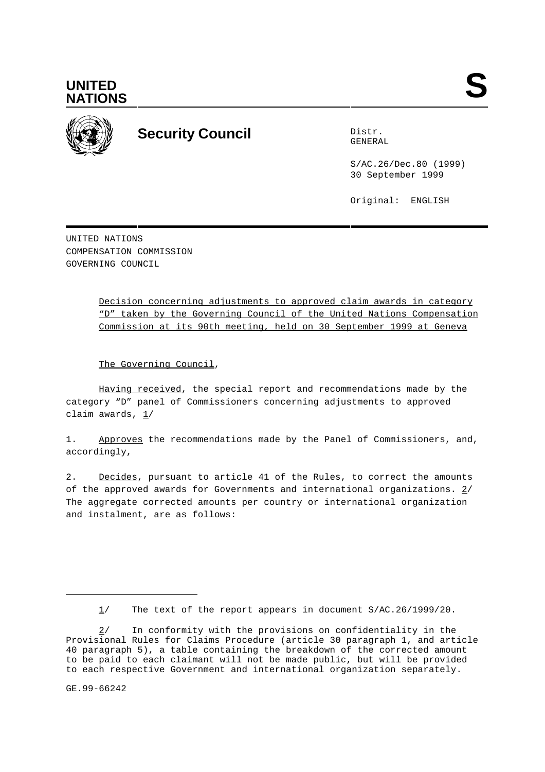**UNITED NATIONS**

**S**

# Security Council

Distr.
GENERAL

S/AC.26/Dec.80 (1999)
30 September 1999

Original: ENGLISH

UNITED NATIONS
COMPENSATION COMMISSION
GOVERNING COUNCIL

Decision concerning adjustments to approved claim awards in category "D" taken by the Governing Council of the United Nations Compensation Commission at its 90th meeting, held on 30 September 1999 at Geneva

The Governing Council,

Having received, the special report and recommendations made by the category "D" panel of Commissioners concerning adjustments to approved claim awards, 1/

1. Approves the recommendations made by the Panel of Commissioners, and, accordingly,

2. Decides, pursuant to article 41 of the Rules, to correct the amounts of the approved awards for Governments and international organizations. 2/ The aggregate corrected amounts per country or international organization and instalment, are as follows:

---

1/ The text of the report appears in document S/AC.26/1999/20.

2/ In conformity with the provisions on confidentiality in the Provisional Rules for Claims Procedure (article 30 paragraph 1, and article 40 paragraph 5), a table containing the breakdown of the corrected amount to be paid to each claimant will not be made public, but will be provided to each respective Government and international organization separately.

GE.99-66242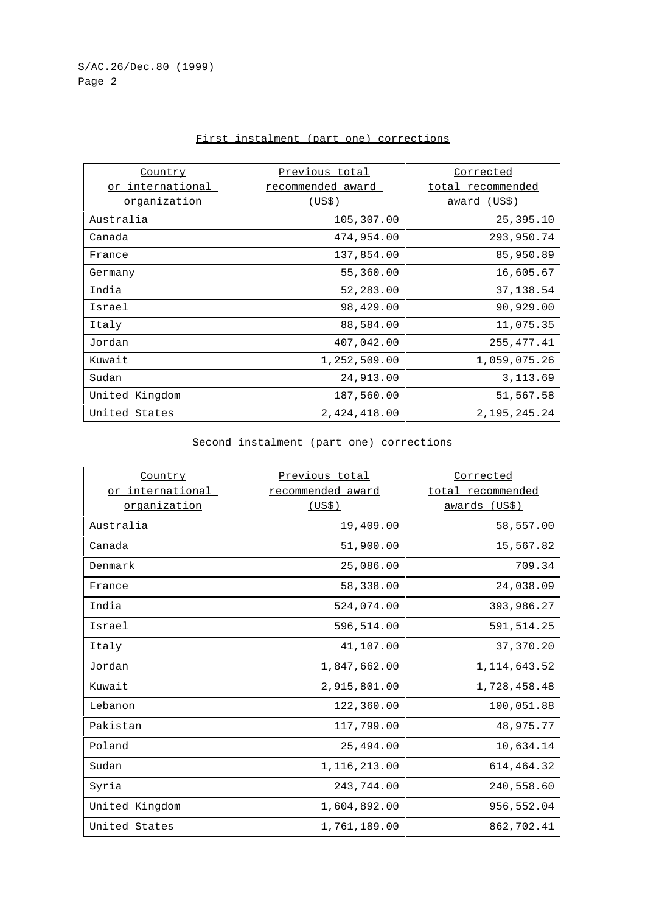First instalment (part one) corrections

| Country or international organization | Previous total recommended award (US$) | Corrected total recommended award (US$) |
|---|---|---|
| Australia | 105,307.00 | 25,395.10 |
| Canada | 474,954.00 | 293,950.74 |
| France | 137,854.00 | 85,950.89 |
| Germany | 55,360.00 | 16,605.67 |
| India | 52,283.00 | 37,138.54 |
| Israel | 98,429.00 | 90,929.00 |
| Italy | 88,584.00 | 11,075.35 |
| Jordan | 407,042.00 | 255,477.41 |
| Kuwait | 1,252,509.00 | 1,059,075.26 |
| Sudan | 24,913.00 | 3,113.69 |
| United Kingdom | 187,560.00 | 51,567.58 |
| United States | 2,424,418.00 | 2,195,245.24 |

Second instalment (part one) corrections

| Country or international organization | Previous total recommended award (US$) | Corrected total recommended awards (US$) |
|---|---|---|
| Australia | 19,409.00 | 58,557.00 |
| Canada | 51,900.00 | 15,567.82 |
| Denmark | 25,086.00 | 709.34 |
| France | 58,338.00 | 24,038.09 |
| India | 524,074.00 | 393,986.27 |
| Israel | 596,514.00 | 591,514.25 |
| Italy | 41,107.00 | 37,370.20 |
| Jordan | 1,847,662.00 | 1,114,643.52 |
| Kuwait | 2,915,801.00 | 1,728,458.48 |
| Lebanon | 122,360.00 | 100,051.88 |
| Pakistan | 117,799.00 | 48,975.77 |
| Poland | 25,494.00 | 10,634.14 |
| Sudan | 1,116,213.00 | 614,464.32 |
| Syria | 243,744.00 | 240,558.60 |
| United Kingdom | 1,604,892.00 | 956,552.04 |
| United States | 1,761,189.00 | 862,702.41 |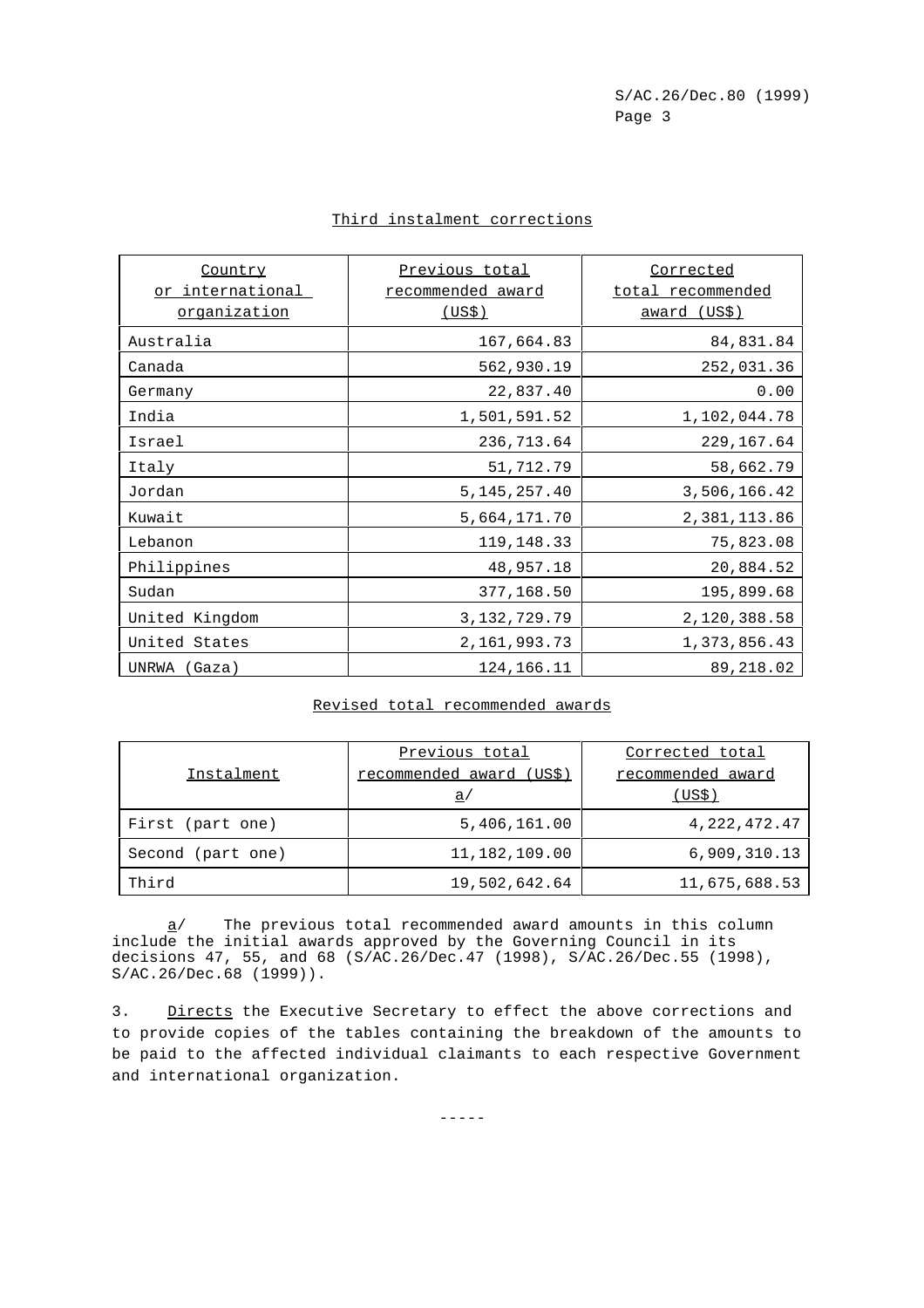Third instalment corrections

| Country or international organization | Previous total recommended award (US$) | Corrected total recommended award (US$) |
|---|---|---|
| Australia | 167,664.83 | 84,831.84 |
| Canada | 562,930.19 | 252,031.36 |
| Germany | 22,837.40 | 0.00 |
| India | 1,501,591.52 | 1,102,044.78 |
| Israel | 236,713.64 | 229,167.64 |
| Italy | 51,712.79 | 58,662.79 |
| Jordan | 5,145,257.40 | 3,506,166.42 |
| Kuwait | 5,664,171.70 | 2,381,113.86 |
| Lebanon | 119,148.33 | 75,823.08 |
| Philippines | 48,957.18 | 20,884.52 |
| Sudan | 377,168.50 | 195,899.68 |
| United Kingdom | 3,132,729.79 | 2,120,388.58 |
| United States | 2,161,993.73 | 1,373,856.43 |
| UNRWA (Gaza) | 124,166.11 | 89,218.02 |

Revised total recommended awards

| Instalment | Previous total recommended award (US$) a/ | Corrected total recommended award (US$) |
|---|---|---|
| First (part one) | 5,406,161.00 | 4,222,472.47 |
| Second (part one) | 11,182,109.00 | 6,909,310.13 |
| Third | 19,502,642.64 | 11,675,688.53 |

a/ The previous total recommended award amounts in this column include the initial awards approved by the Governing Council in its decisions 47, 55, and 68 (S/AC.26/Dec.47 (1998), S/AC.26/Dec.55 (1998), S/AC.26/Dec.68 (1999)).

3. *Directs* the Executive Secretary to effect the above corrections and to provide copies of the tables containing the breakdown of the amounts to be paid to the affected individual claimants to each respective Government and international organization.

-----